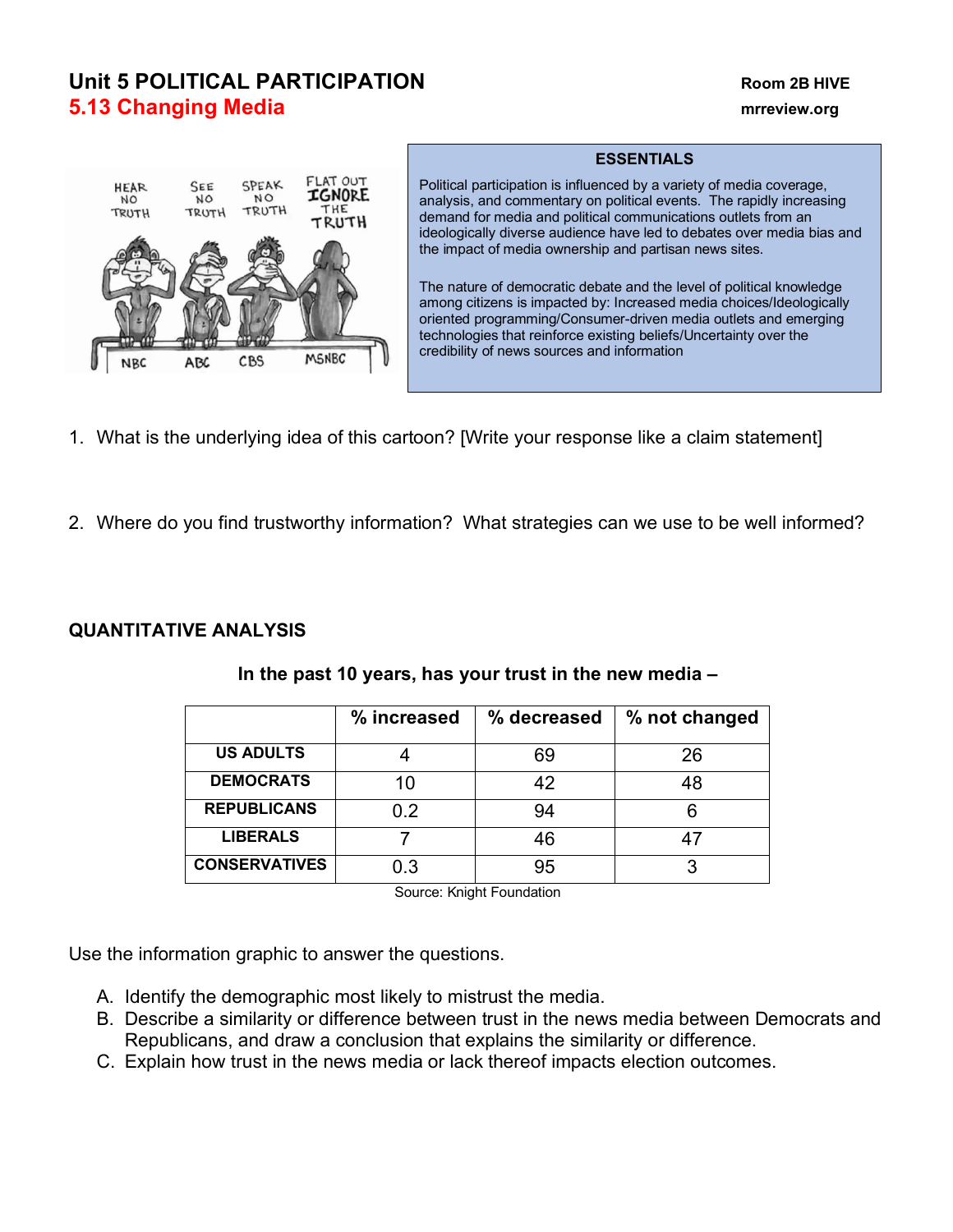# Unit 5 POLITICAL PARTICIPATION

Room 2B HIVE

## 5.13 Changing Media

mrreview.org

**ESSENTIALS**

Political participation is influenced by a variety of media coverage, analysis, and commentary on political events. The rapidly increasing demand for media and political communications outlets from an ideologically diverse audience have led to debates over media bias and the impact of media ownership and partisan news sites.

The nature of democratic debate and the level of political knowledge among citizens is impacted by: Increased media choices/Ideologically oriented programming/Consumer-driven media outlets and emerging technologies that reinforce existing beliefs/Uncertainty over the credibility of news sources and information

1. What is the underlying idea of this cartoon? [Write your response like a claim statement]

2. Where do you find trustworthy information? What strategies can we use to be well informed?

### QUANTITATIVE ANALYSIS

**In the past 10 years, has your trust in the new media –**

| | % increased | % decreased | % not changed |
|---|---|---|---|
| **US ADULTS** | 4 | 69 | 26 |
| **DEMOCRATS** | 10 | 42 | 48 |
| **REPUBLICANS** | 0.2 | 94 | 6 |
| **LIBERALS** | 7 | 46 | 47 |
| **CONSERVATIVES** | 0.3 | 95 | 3 |

Source: Knight Foundation

Use the information graphic to answer the questions.

A. Identify the demographic most likely to mistrust the media.
B. Describe a similarity or difference between trust in the news media between Democrats and Republicans, and draw a conclusion that explains the similarity or difference.
C. Explain how trust in the news media or lack thereof impacts election outcomes.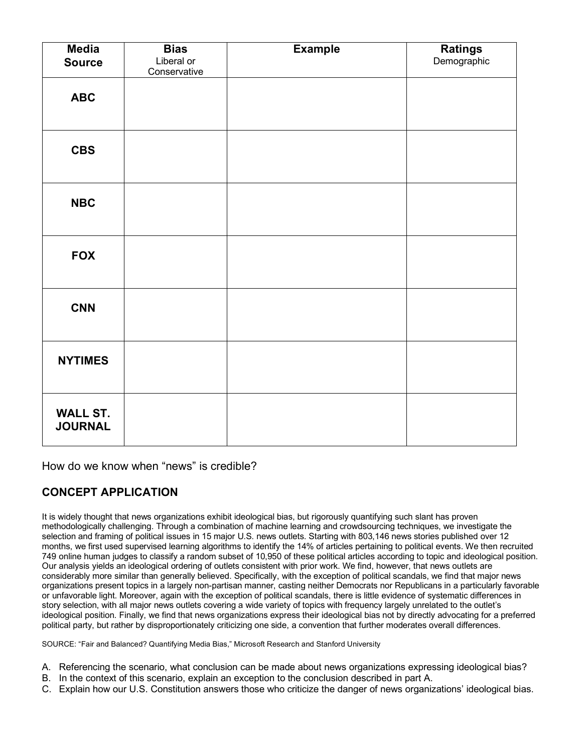| Media Source | Bias<br>Liberal or Conservative | Example | Ratings<br>Demographic |
|---|---|---|---|
| **ABC** | | | |
| **CBS** | | | |
| **NBC** | | | |
| **FOX** | | | |
| **CNN** | | | |
| **NYTIMES** | | | |
| **WALL ST. JOURNAL** | | | |

How do we know when “news” is credible?

## CONCEPT APPLICATION

It is widely thought that news organizations exhibit ideological bias, but rigorously quantifying such slant has proven methodologically challenging. Through a combination of machine learning and crowdsourcing techniques, we investigate the selection and framing of political issues in 15 major U.S. news outlets. Starting with 803,146 news stories published over 12 months, we first used supervised learning algorithms to identify the 14% of articles pertaining to political events. We then recruited 749 online human judges to classify a random subset of 10,950 of these political articles according to topic and ideological position. Our analysis yields an ideological ordering of outlets consistent with prior work. We find, however, that news outlets are considerably more similar than generally believed. Specifically, with the exception of political scandals, we find that major news organizations present topics in a largely non-partisan manner, casting neither Democrats nor Republicans in a particularly favorable or unfavorable light. Moreover, again with the exception of political scandals, there is little evidence of systematic differences in story selection, with all major news outlets covering a wide variety of topics with frequency largely unrelated to the outlet’s ideological position. Finally, we find that news organizations express their ideological bias not by directly advocating for a preferred political party, but rather by disproportionately criticizing one side, a convention that further moderates overall differences.

SOURCE: “Fair and Balanced? Quantifying Media Bias,” Microsoft Research and Stanford University

A. Referencing the scenario, what conclusion can be made about news organizations expressing ideological bias?
B. In the context of this scenario, explain an exception to the conclusion described in part A.
C. Explain how our U.S. Constitution answers those who criticize the danger of news organizations’ ideological bias.